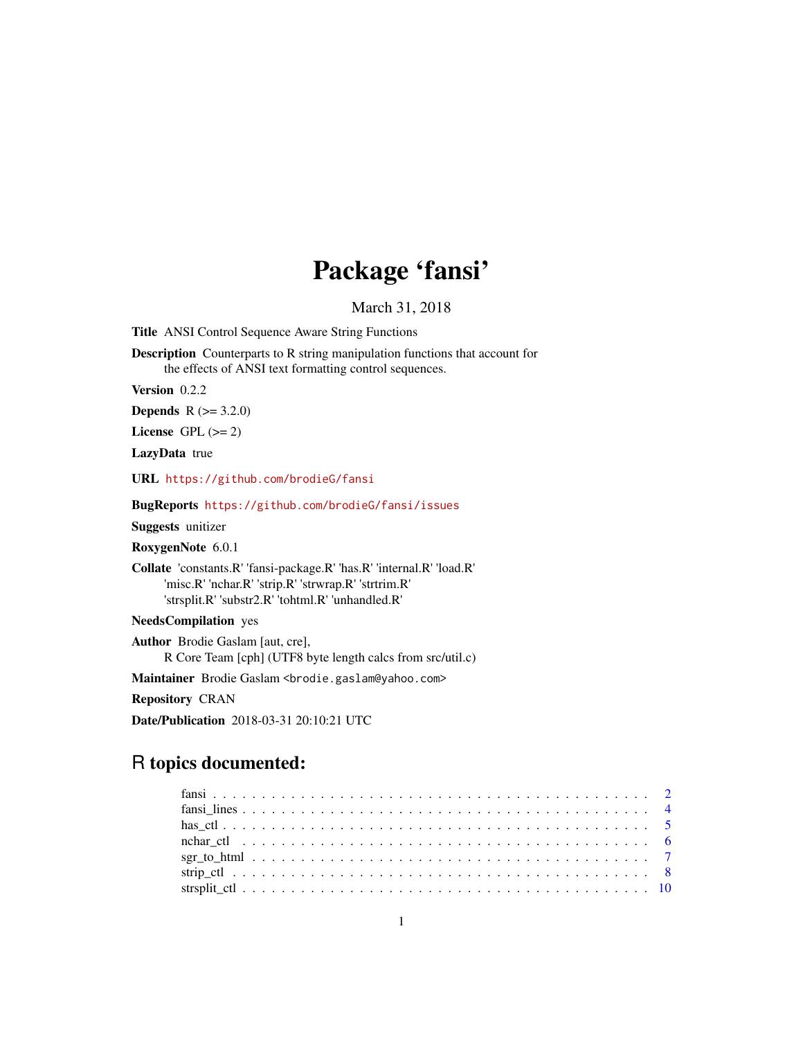# Package 'fansi'

March 31, 2018

**Title** ANSI Control Sequence Aware String Functions

**Description** Counterparts to R string manipulation functions that account for the effects of ANSI text formatting control sequences.

**Version** 0.2.2

**Depends** R (>= 3.2.0)

**License** GPL (>= 2)

**LazyData** true

**URL** https://github.com/brodieG/fansi

**BugReports** https://github.com/brodieG/fansi/issues

**Suggests** unitizer

**RoxygenNote** 6.0.1

**Collate** 'constants.R' 'fansi-package.R' 'has.R' 'internal.R' 'load.R' 'misc.R' 'nchar.R' 'strip.R' 'strwrap.R' 'strtrim.R' 'strsplit.R' 'substr2.R' 'tohtml.R' 'unhandled.R'

**NeedsCompilation** yes

**Author** Brodie Gaslam [aut, cre], R Core Team [cph] (UTF8 byte length calcs from src/util.c)

**Maintainer** Brodie Gaslam <brodie.gaslam@yahoo.com>

**Repository** CRAN

**Date/Publication** 2018-03-31 20:10:21 UTC

## R topics documented:

- fansi . . . 2
- fansi_lines . . . 4
- has_ctl . . . 5
- nchar_ctl . . . 6
- sgr_to_html . . . 7
- strip_ctl . . . 8
- strsplit_ctl . . . 10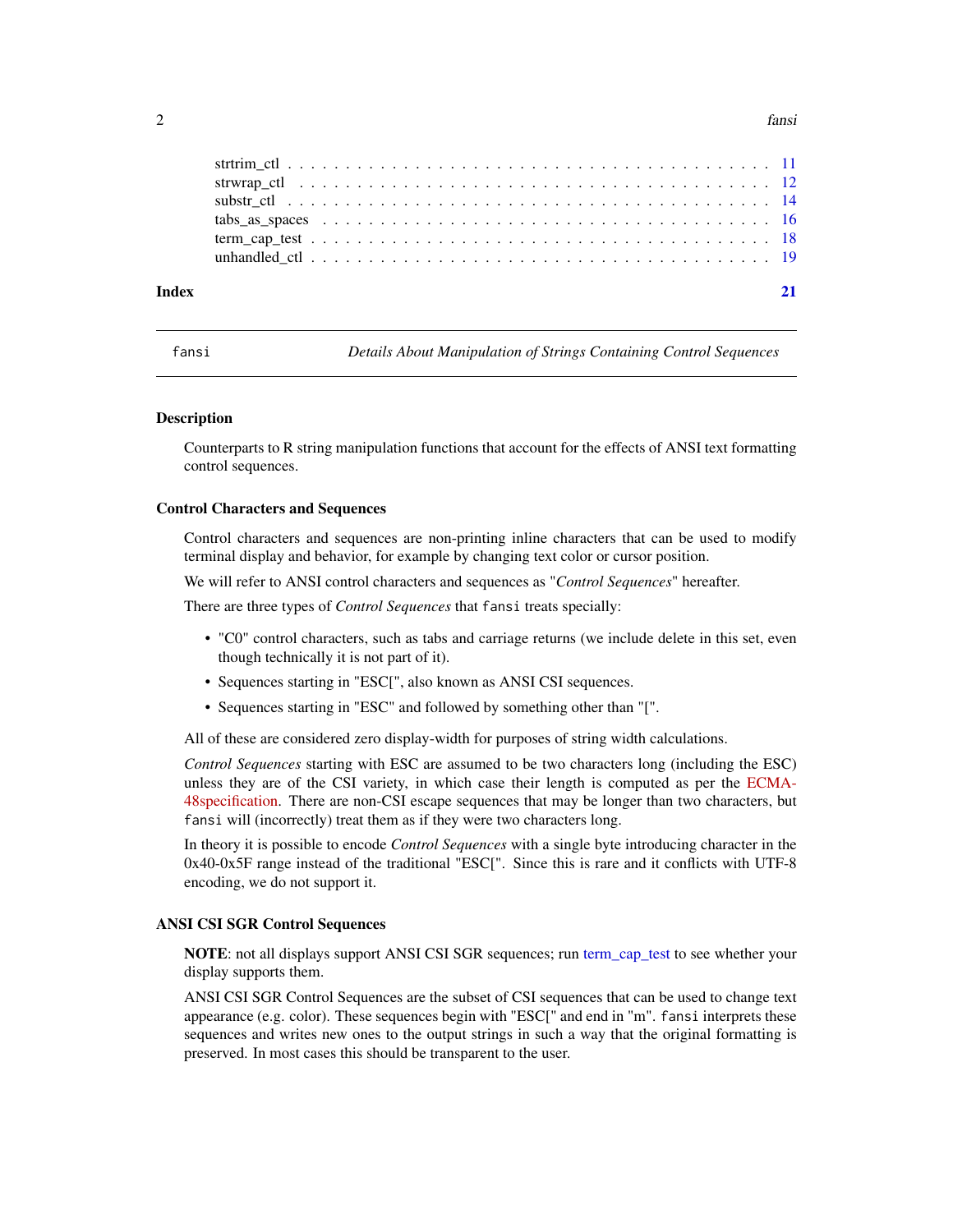strtrim_ctl . . . . . . . . . . . . . . . . . . . . . . . . . . . . . . . . . . . . . . . 11
strwrap_ctl . . . . . . . . . . . . . . . . . . . . . . . . . . . . . . . . . . . . . . . 12
substr_ctl . . . . . . . . . . . . . . . . . . . . . . . . . . . . . . . . . . . . . . . 14
tabs_as_spaces . . . . . . . . . . . . . . . . . . . . . . . . . . . . . . . . . . . . . 16
term_cap_test . . . . . . . . . . . . . . . . . . . . . . . . . . . . . . . . . . . . . . 18
unhandled_ctl . . . . . . . . . . . . . . . . . . . . . . . . . . . . . . . . . . . . . . 19

**Index** **21**

---

`fansi` *Details About Manipulation of Strings Containing Control Sequences*

---

### Description

Counterparts to R string manipulation functions that account for the effects of ANSI text formatting control sequences.

### Control Characters and Sequences

Control characters and sequences are non-printing inline characters that can be used to modify terminal display and behavior, for example by changing text color or cursor position.

We will refer to ANSI control characters and sequences as "*Control Sequences*" hereafter.

There are three types of *Control Sequences* that `fansi` treats specially:

- "C0" control characters, such as tabs and carriage returns (we include delete in this set, even though technically it is not part of it).
- Sequences starting in "ESC[", also known as ANSI CSI sequences.
- Sequences starting in "ESC" and followed by something other than "[".

All of these are considered zero display-width for purposes of string width calculations.

*Control Sequences* starting with ESC are assumed to be two characters long (including the ESC) unless they are of the CSI variety, in which case their length is computed as per the ECMA-48specification. There are non-CSI escape sequences that may be longer than two characters, but `fansi` will (incorrectly) treat them as if they were two characters long.

In theory it is possible to encode *Control Sequences* with a single byte introducing character in the 0x40-0x5F range instead of the traditional "ESC[". Since this is rare and it conflicts with UTF-8 encoding, we do not support it.

### ANSI CSI SGR Control Sequences

**NOTE**: not all displays support ANSI CSI SGR sequences; run term_cap_test to see whether your display supports them.

ANSI CSI SGR Control Sequences are the subset of CSI sequences that can be used to change text appearance (e.g. color). These sequences begin with "ESC[" and end in "m". `fansi` interprets these sequences and writes new ones to the output strings in such a way that the original formatting is preserved. In most cases this should be transparent to the user.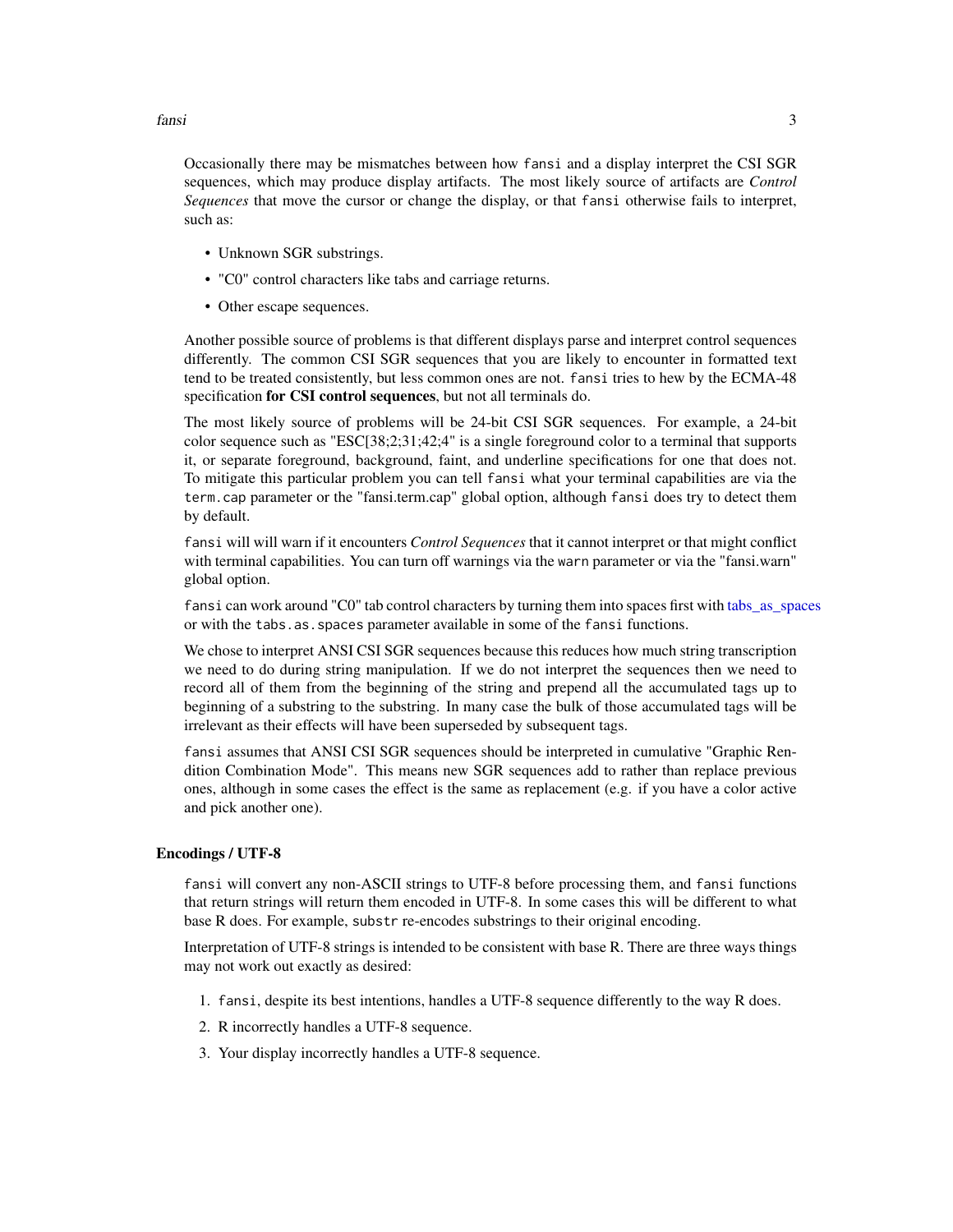Occasionally there may be mismatches between how `fansi` and a display interpret the CSI SGR sequences, which may produce display artifacts. The most likely source of artifacts are *Control Sequences* that move the cursor or change the display, or that `fansi` otherwise fails to interpret, such as:

- Unknown SGR substrings.
- "C0" control characters like tabs and carriage returns.
- Other escape sequences.

Another possible source of problems is that different displays parse and interpret control sequences differently. The common CSI SGR sequences that you are likely to encounter in formatted text tend to be treated consistently, but less common ones are not. `fansi` tries to hew by the ECMA-48 specification **for CSI control sequences**, but not all terminals do.

The most likely source of problems will be 24-bit CSI SGR sequences. For example, a 24-bit color sequence such as "ESC[38;2;31;42;4" is a single foreground color to a terminal that supports it, or separate foreground, background, faint, and underline specifications for one that does not. To mitigate this particular problem you can tell `fansi` what your terminal capabilities are via the `term.cap` parameter or the "fansi.term.cap" global option, although `fansi` does try to detect them by default.

`fansi` will will warn if it encounters *Control Sequences* that it cannot interpret or that might conflict with terminal capabilities. You can turn off warnings via the `warn` parameter or via the "fansi.warn" global option.

`fansi` can work around "C0" tab control characters by turning them into spaces first with tabs_as_spaces or with the `tabs.as.spaces` parameter available in some of the `fansi` functions.

We chose to interpret ANSI CSI SGR sequences because this reduces how much string transcription we need to do during string manipulation. If we do not interpret the sequences then we need to record all of them from the beginning of the string and prepend all the accumulated tags up to beginning of a substring to the substring. In many case the bulk of those accumulated tags will be irrelevant as their effects will have been superseded by subsequent tags.

`fansi` assumes that ANSI CSI SGR sequences should be interpreted in cumulative "Graphic Rendition Combination Mode". This means new SGR sequences add to rather than replace previous ones, although in some cases the effect is the same as replacement (e.g. if you have a color active and pick another one).

### Encodings / UTF-8

`fansi` will convert any non-ASCII strings to UTF-8 before processing them, and `fansi` functions that return strings will return them encoded in UTF-8. In some cases this will be different to what base R does. For example, `substr` re-encodes substrings to their original encoding.

Interpretation of UTF-8 strings is intended to be consistent with base R. There are three ways things may not work out exactly as desired:

1. `fansi`, despite its best intentions, handles a UTF-8 sequence differently to the way R does.
2. R incorrectly handles a UTF-8 sequence.
3. Your display incorrectly handles a UTF-8 sequence.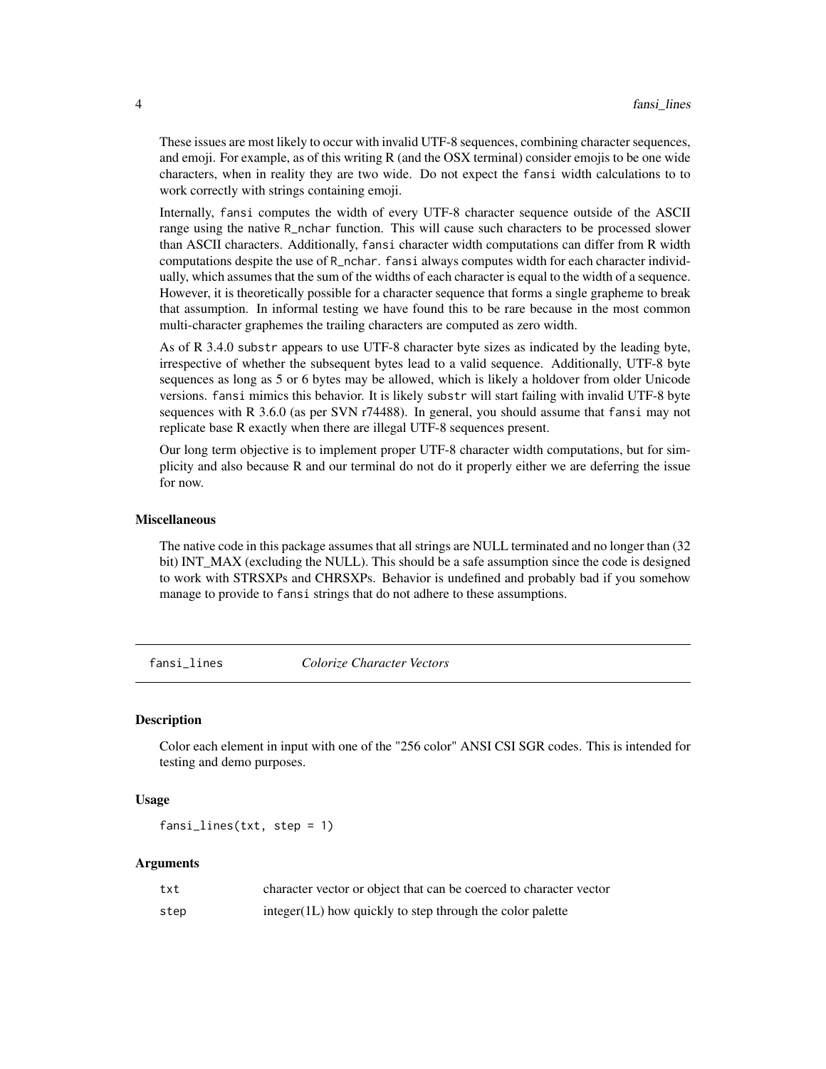These issues are most likely to occur with invalid UTF-8 sequences, combining character sequences, and emoji. For example, as of this writing R (and the OSX terminal) consider emojis to be one wide characters, when in reality they are two wide. Do not expect the `fansi` width calculations to to work correctly with strings containing emoji.

Internally, `fansi` computes the width of every UTF-8 character sequence outside of the ASCII range using the native `R_nchar` function. This will cause such characters to be processed slower than ASCII characters. Additionally, `fansi` character width computations can differ from R width computations despite the use of `R_nchar`. `fansi` always computes width for each character individually, which assumes that the sum of the widths of each character is equal to the width of a sequence. However, it is theoretically possible for a character sequence that forms a single grapheme to break that assumption. In informal testing we have found this to be rare because in the most common multi-character graphemes the trailing characters are computed as zero width.

As of R 3.4.0 `substr` appears to use UTF-8 character byte sizes as indicated by the leading byte, irrespective of whether the subsequent bytes lead to a valid sequence. Additionally, UTF-8 byte sequences as long as 5 or 6 bytes may be allowed, which is likely a holdover from older Unicode versions. `fansi` mimics this behavior. It is likely `substr` will start failing with invalid UTF-8 byte sequences with R 3.6.0 (as per SVN r74488). In general, you should assume that `fansi` may not replicate base R exactly when there are illegal UTF-8 sequences present.

Our long term objective is to implement proper UTF-8 character width computations, but for simplicity and also because R and our terminal do not do it properly either we are deferring the issue for now.

### Miscellaneous

The native code in this package assumes that all strings are NULL terminated and no longer than (32 bit) INT_MAX (excluding the NULL). This should be a safe assumption since the code is designed to work with STRSXPs and CHRSXPs. Behavior is undefined and probably bad if you somehow manage to provide to `fansi` strings that do not adhere to these assumptions.

---

## `fansi_lines` *Colorize Character Vectors*

### Description

Color each element in input with one of the "256 color" ANSI CSI SGR codes. This is intended for testing and demo purposes.

### Usage

```
fansi_lines(txt, step = 1)
```

### Arguments

| | |
|---|---|
| `txt` | character vector or object that can be coerced to character vector |
| `step` | integer(1L) how quickly to step through the color palette |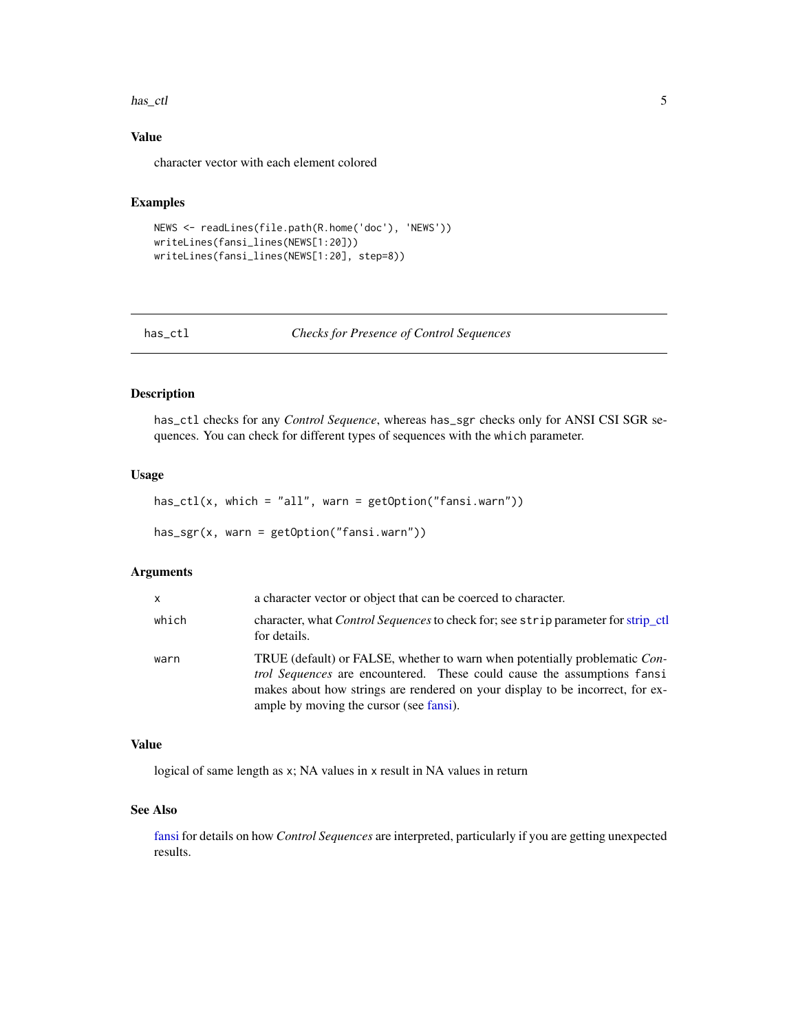## Value

character vector with each element colored

## Examples

```
NEWS <- readLines(file.path(R.home('doc'), 'NEWS'))
writeLines(fansi_lines(NEWS[1:20]))
writeLines(fansi_lines(NEWS[1:20], step=8))
```

---

# has_ctl — *Checks for Presence of Control Sequences*

---

## Description

`has_ctl` checks for any *Control Sequence*, whereas `has_sgr` checks only for ANSI CSI SGR sequences. You can check for different types of sequences with the `which` parameter.

## Usage

```
has_ctl(x, which = "all", warn = getOption("fansi.warn"))

has_sgr(x, warn = getOption("fansi.warn"))
```

## Arguments

| | |
|---|---|
| x | a character vector or object that can be coerced to character. |
| which | character, what *Control Sequences* to check for; see `strip` parameter for strip_ctl for details. |
| warn | TRUE (default) or FALSE, whether to warn when potentially problematic *Control Sequences* are encountered. These could cause the assumptions `fansi` makes about how strings are rendered on your display to be incorrect, for example by moving the cursor (see fansi). |

## Value

logical of same length as `x`; NA values in `x` result in NA values in return

## See Also

fansi for details on how *Control Sequences* are interpreted, particularly if you are getting unexpected results.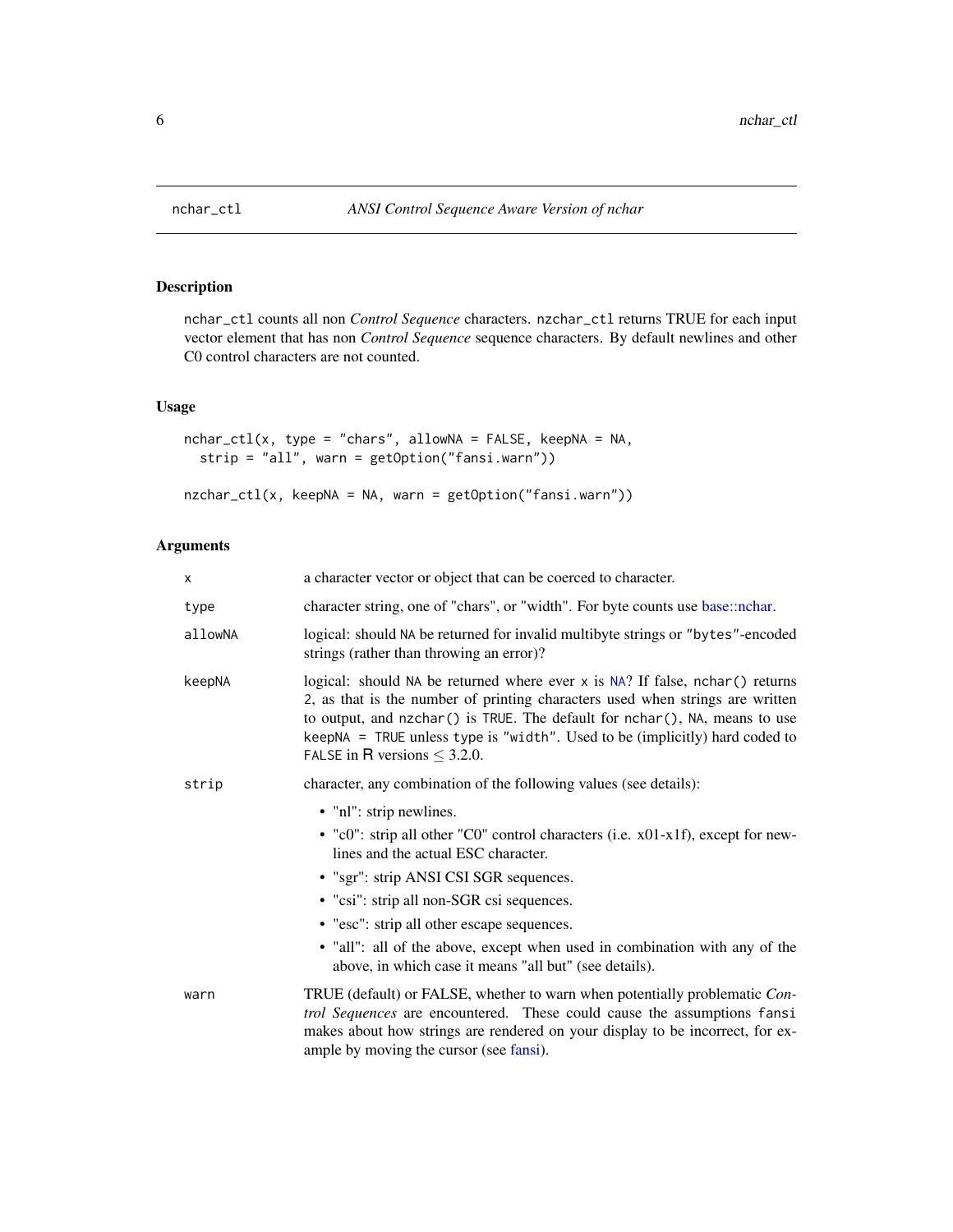## nchar_ctl — *ANSI Control Sequence Aware Version of nchar*

### Description

`nchar_ctl` counts all non *Control Sequence* characters. `nzchar_ctl` returns TRUE for each input vector element that has non *Control Sequence* sequence characters. By default newlines and other C0 control characters are not counted.

### Usage

```
nchar_ctl(x, type = "chars", allowNA = FALSE, keepNA = NA,
  strip = "all", warn = getOption("fansi.warn"))

nzchar_ctl(x, keepNA = NA, warn = getOption("fansi.warn"))
```

### Arguments

| | |
|---|---|
| `x` | a character vector or object that can be coerced to character. |
| `type` | character string, one of "chars", or "width". For byte counts use base::nchar. |
| `allowNA` | logical: should `NA` be returned for invalid multibyte strings or `"bytes"`-encoded strings (rather than throwing an error)? |
| `keepNA` | logical: should `NA` be returned where ever `x` is NA? If false, `nchar()` returns `2`, as that is the number of printing characters used when strings are written to output, and `nzchar()` is `TRUE`. The default for `nchar()`, `NA`, means to use `keepNA = TRUE` unless `type` is `"width"`. Used to be (implicitly) hard coded to `FALSE` in R versions $\leq$ 3.2.0. |
| `strip` | character, any combination of the following values (see details):<br>• "nl": strip newlines.<br>• "c0": strip all other "C0" control characters (i.e. x01-x1f), except for newlines and the actual ESC character.<br>• "sgr": strip ANSI CSI SGR sequences.<br>• "csi": strip all non-SGR csi sequences.<br>• "esc": strip all other escape sequences.<br>• "all": all of the above, except when used in combination with any of the above, in which case it means "all but" (see details). |
| `warn` | TRUE (default) or FALSE, whether to warn when potentially problematic *Control Sequences* are encountered. These could cause the assumptions `fansi` makes about how strings are rendered on your display to be incorrect, for example by moving the cursor (see fansi). |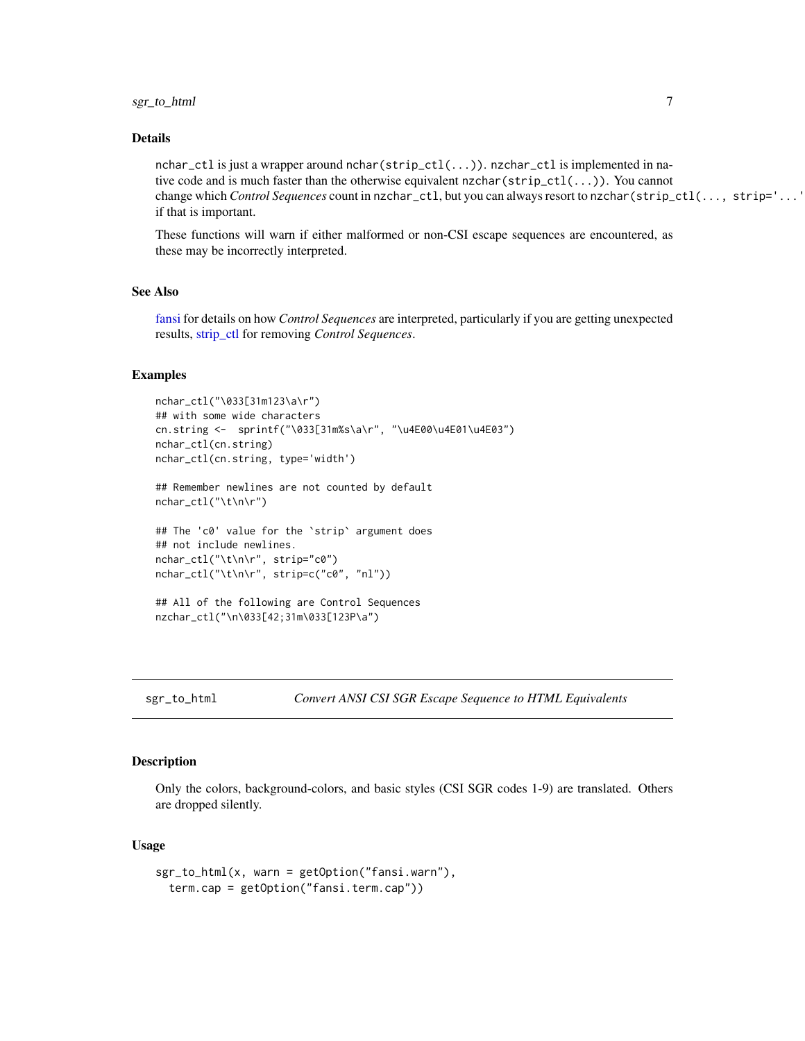### Details

`nchar_ctl` is just a wrapper around `nchar(strip_ctl(...))`. `nzchar_ctl` is implemented in native code and is much faster than the otherwise equivalent `nzchar(strip_ctl(...))`. You cannot change which *Control Sequences* count in `nzchar_ctl`, but you can always resort to `nzchar(strip_ctl(..., strip='...'` if that is important.

These functions will warn if either malformed or non-CSI escape sequences are encountered, as these may be incorrectly interpreted.

### See Also

fansi for details on how *Control Sequences* are interpreted, particularly if you are getting unexpected results, strip_ctl for removing *Control Sequences*.

### Examples

```
nchar_ctl("\033[31m123\a\r")
## with some wide characters
cn.string <-  sprintf("\033[31m%s\a\r", "\u4E00\u4E01\u4E03")
nchar_ctl(cn.string)
nchar_ctl(cn.string, type='width')

## Remember newlines are not counted by default
nchar_ctl("\t\n\r")

## The 'c0' value for the `strip` argument does
## not include newlines.
nchar_ctl("\t\n\r", strip="c0")
nchar_ctl("\t\n\r", strip=c("c0", "nl"))

## All of the following are Control Sequences
nzchar_ctl("\n\033[42;31m\033[123P\a")
```

---

## sgr_to_html — *Convert ANSI CSI SGR Escape Sequence to HTML Equivalents*

### Description

Only the colors, background-colors, and basic styles (CSI SGR codes 1-9) are translated. Others are dropped silently.

### Usage

```
sgr_to_html(x, warn = getOption("fansi.warn"),
  term.cap = getOption("fansi.term.cap"))
```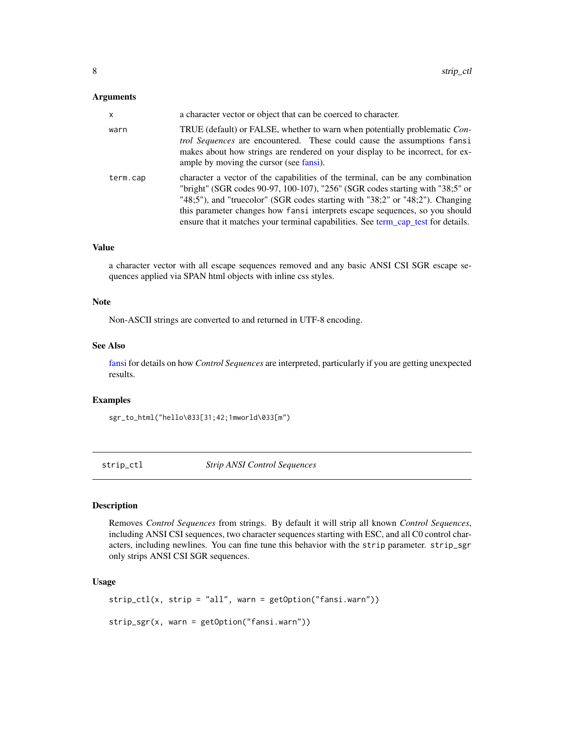### Arguments

| | |
|---|---|
| x | a character vector or object that can be coerced to character. |
| warn | TRUE (default) or FALSE, whether to warn when potentially problematic *Control Sequences* are encountered. These could cause the assumptions `fansi` makes about how strings are rendered on your display to be incorrect, for example by moving the cursor (see fansi). |
| term.cap | character a vector of the capabilities of the terminal, can be any combination "bright" (SGR codes 90-97, 100-107), "256" (SGR codes starting with "38;5" or "48;5"), and "truecolor" (SGR codes starting with "38;2" or "48;2"). Changing this parameter changes how `fansi` interprets escape sequences, so you should ensure that it matches your terminal capabilities. See term_cap_test for details. |

### Value

a character vector with all escape sequences removed and any basic ANSI CSI SGR escape sequences applied via SPAN html objects with inline css styles.

### Note

Non-ASCII strings are converted to and returned in UTF-8 encoding.

### See Also

fansi for details on how *Control Sequences* are interpreted, particularly if you are getting unexpected results.

### Examples

```
sgr_to_html("hello\033[31;42;1mworld\033[m")
```

---

## strip_ctl *Strip ANSI Control Sequences*

---

### Description

Removes *Control Sequences* from strings. By default it will strip all known *Control Sequences*, including ANSI CSI sequences, two character sequences starting with ESC, and all C0 control characters, including newlines. You can fine tune this behavior with the `strip` parameter. `strip_sgr` only strips ANSI CSI SGR sequences.

### Usage

```
strip_ctl(x, strip = "all", warn = getOption("fansi.warn"))

strip_sgr(x, warn = getOption("fansi.warn"))
```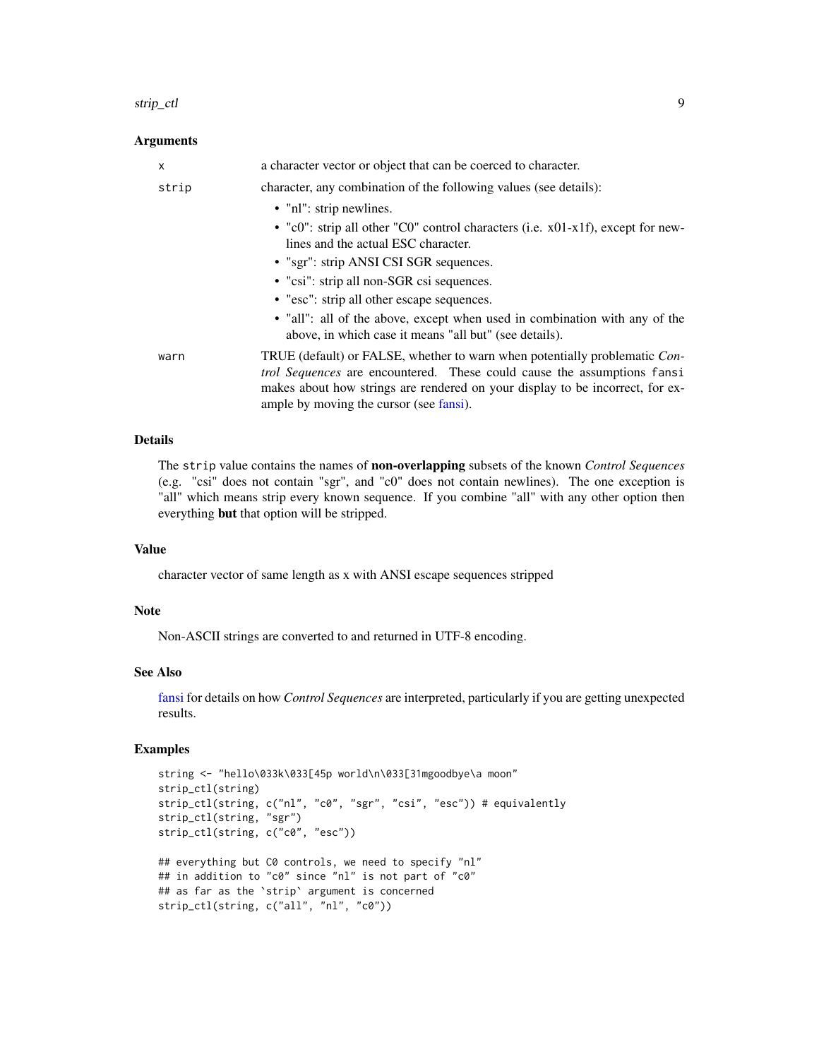### Arguments

- `x` — a character vector or object that can be coerced to character.
- `strip` — character, any combination of the following values (see details):
  - "nl": strip newlines.
  - "c0": strip all other "C0" control characters (i.e. x01-x1f), except for newlines and the actual ESC character.
  - "sgr": strip ANSI CSI SGR sequences.
  - "csi": strip all non-SGR csi sequences.
  - "esc": strip all other escape sequences.
  - "all": all of the above, except when used in combination with any of the above, in which case it means "all but" (see details).
- `warn` — TRUE (default) or FALSE, whether to warn when potentially problematic *Control Sequences* are encountered. These could cause the assumptions `fansi` makes about how strings are rendered on your display to be incorrect, for example by moving the cursor (see fansi).

### Details

The `strip` value contains the names of **non-overlapping** subsets of the known *Control Sequences* (e.g. "csi" does not contain "sgr", and "c0" does not contain newlines). The one exception is "all" which means strip every known sequence. If you combine "all" with any other option then everything **but** that option will be stripped.

### Value

character vector of same length as x with ANSI escape sequences stripped

### Note

Non-ASCII strings are converted to and returned in UTF-8 encoding.

### See Also

fansi for details on how *Control Sequences* are interpreted, particularly if you are getting unexpected results.

### Examples

```
string <- "hello\033k\033[45p world\n\033[31mgoodbye\a moon"
strip_ctl(string)
strip_ctl(string, c("nl", "c0", "sgr", "csi", "esc")) # equivalently
strip_ctl(string, "sgr")
strip_ctl(string, c("c0", "esc"))

## everything but C0 controls, we need to specify "nl"
## in addition to "c0" since "nl" is not part of "c0"
## as far as the `strip` argument is concerned
strip_ctl(string, c("all", "nl", "c0"))
```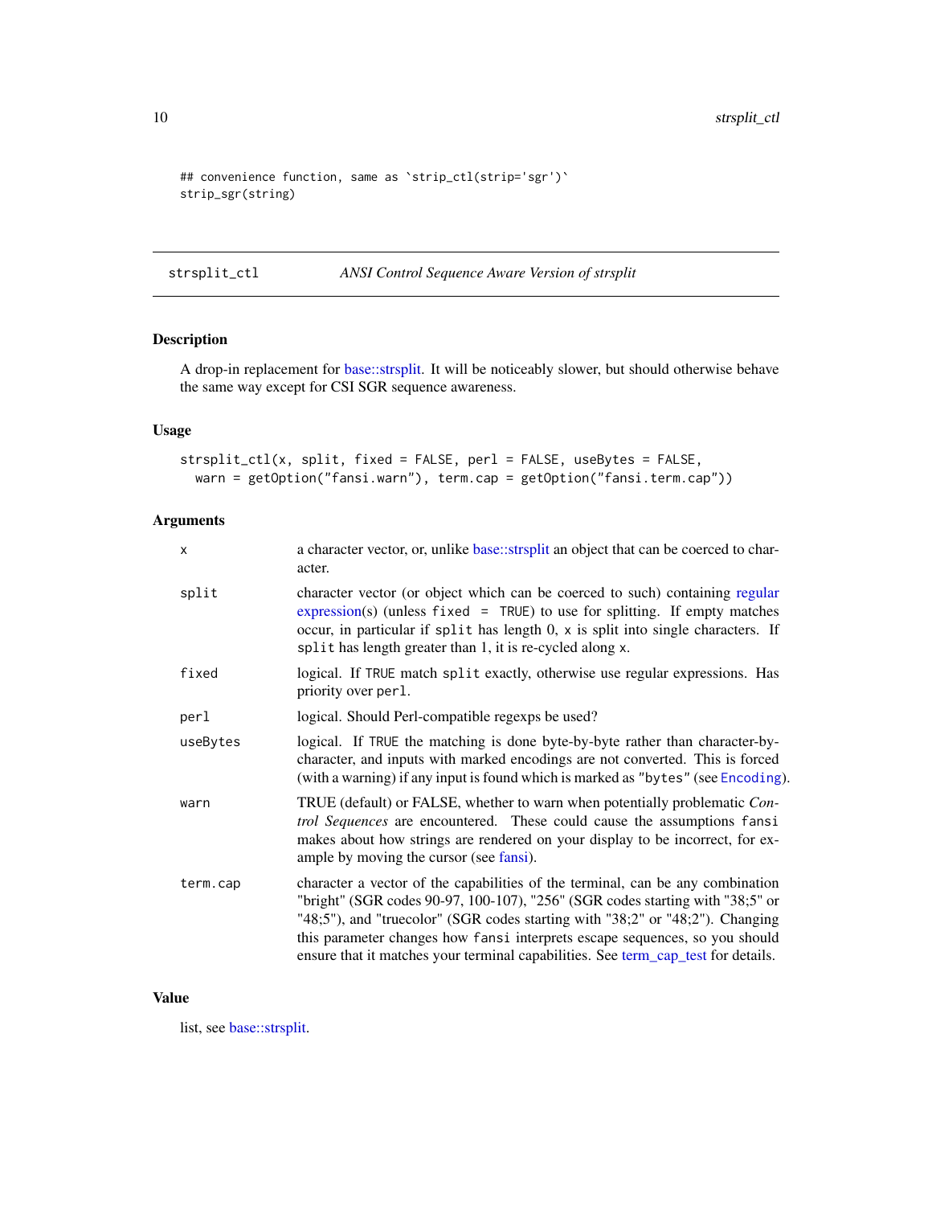```
## convenience function, same as `strip_ctl(strip='sgr')`
strip_sgr(string)
```

## strsplit_ctl — *ANSI Control Sequence Aware Version of strsplit*

### Description

A drop-in replacement for base::strsplit. It will be noticeably slower, but should otherwise behave the same way except for CSI SGR sequence awareness.

### Usage

```
strsplit_ctl(x, split, fixed = FALSE, perl = FALSE, useBytes = FALSE,
  warn = getOption("fansi.warn"), term.cap = getOption("fansi.term.cap"))
```

### Arguments

| | |
|---|---|
| `x` | a character vector, or, unlike base::strsplit an object that can be coerced to character. |
| `split` | character vector (or object which can be coerced to such) containing regular expression(s) (unless `fixed = TRUE`) to use for splitting. If empty matches occur, in particular if `split` has length 0, `x` is split into single characters. If `split` has length greater than 1, it is re-cycled along `x`. |
| `fixed` | logical. If `TRUE` match `split` exactly, otherwise use regular expressions. Has priority over `perl`. |
| `perl` | logical. Should Perl-compatible regexps be used? |
| `useBytes` | logical. If `TRUE` the matching is done byte-by-byte rather than character-by-character, and inputs with marked encodings are not converted. This is forced (with a warning) if any input is found which is marked as `"bytes"` (see `Encoding`). |
| `warn` | TRUE (default) or FALSE, whether to warn when potentially problematic *Control Sequences* are encountered. These could cause the assumptions `fansi` makes about how strings are rendered on your display to be incorrect, for example by moving the cursor (see fansi). |
| `term.cap` | character a vector of the capabilities of the terminal, can be any combination "bright" (SGR codes 90-97, 100-107), "256" (SGR codes starting with "38;5" or "48;5"), and "truecolor" (SGR codes starting with "38;2" or "48;2"). Changing this parameter changes how `fansi` interprets escape sequences, so you should ensure that it matches your terminal capabilities. See term_cap_test for details. |

### Value

list, see base::strsplit.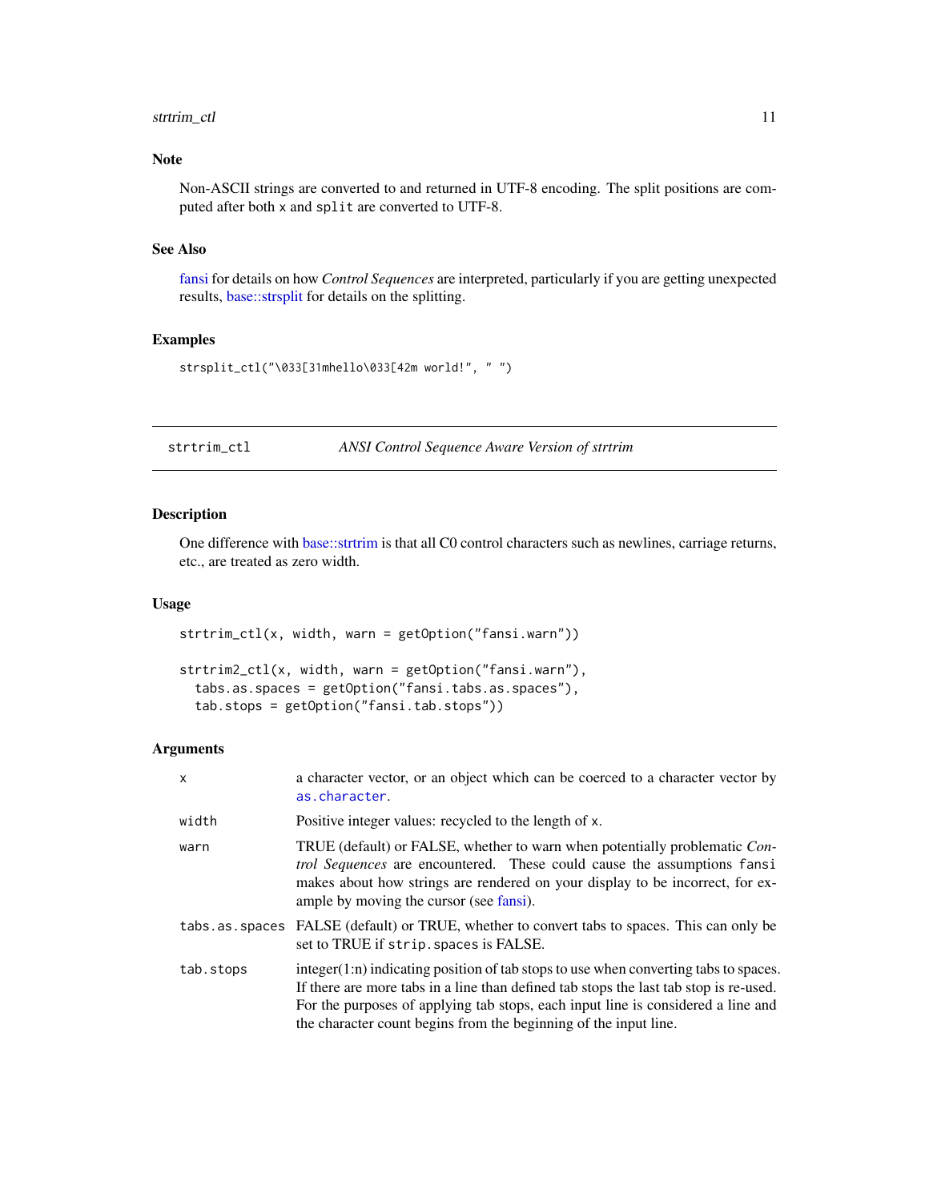## Note

Non-ASCII strings are converted to and returned in UTF-8 encoding. The split positions are computed after both `x` and `split` are converted to UTF-8.

## See Also

fansi for details on how *Control Sequences* are interpreted, particularly if you are getting unexpected results, base::strsplit for details on the splitting.

## Examples

```
strsplit_ctl("\033[31mhello\033[42m world!", " ")
```

---

# strtrim_ctl *ANSI Control Sequence Aware Version of strtrim*

---

## Description

One difference with base::strtrim is that all C0 control characters such as newlines, carriage returns, etc., are treated as zero width.

## Usage

```
strtrim_ctl(x, width, warn = getOption("fansi.warn"))

strtrim2_ctl(x, width, warn = getOption("fansi.warn"),
  tabs.as.spaces = getOption("fansi.tabs.as.spaces"),
  tab.stops = getOption("fansi.tab.stops"))
```

## Arguments

| | |
|---|---|
| `x` | a character vector, or an object which can be coerced to a character vector by `as.character`. |
| `width` | Positive integer values: recycled to the length of `x`. |
| `warn` | TRUE (default) or FALSE, whether to warn when potentially problematic *Control Sequences* are encountered. These could cause the assumptions `fansi` makes about how strings are rendered on your display to be incorrect, for example by moving the cursor (see fansi). |
| `tabs.as.spaces` | FALSE (default) or TRUE, whether to convert tabs to spaces. This can only be set to TRUE if `strip.spaces` is FALSE. |
| `tab.stops` | integer(1:n) indicating position of tab stops to use when converting tabs to spaces. If there are more tabs in a line than defined tab stops the last tab stop is re-used. For the purposes of applying tab stops, each input line is considered a line and the character count begins from the beginning of the input line. |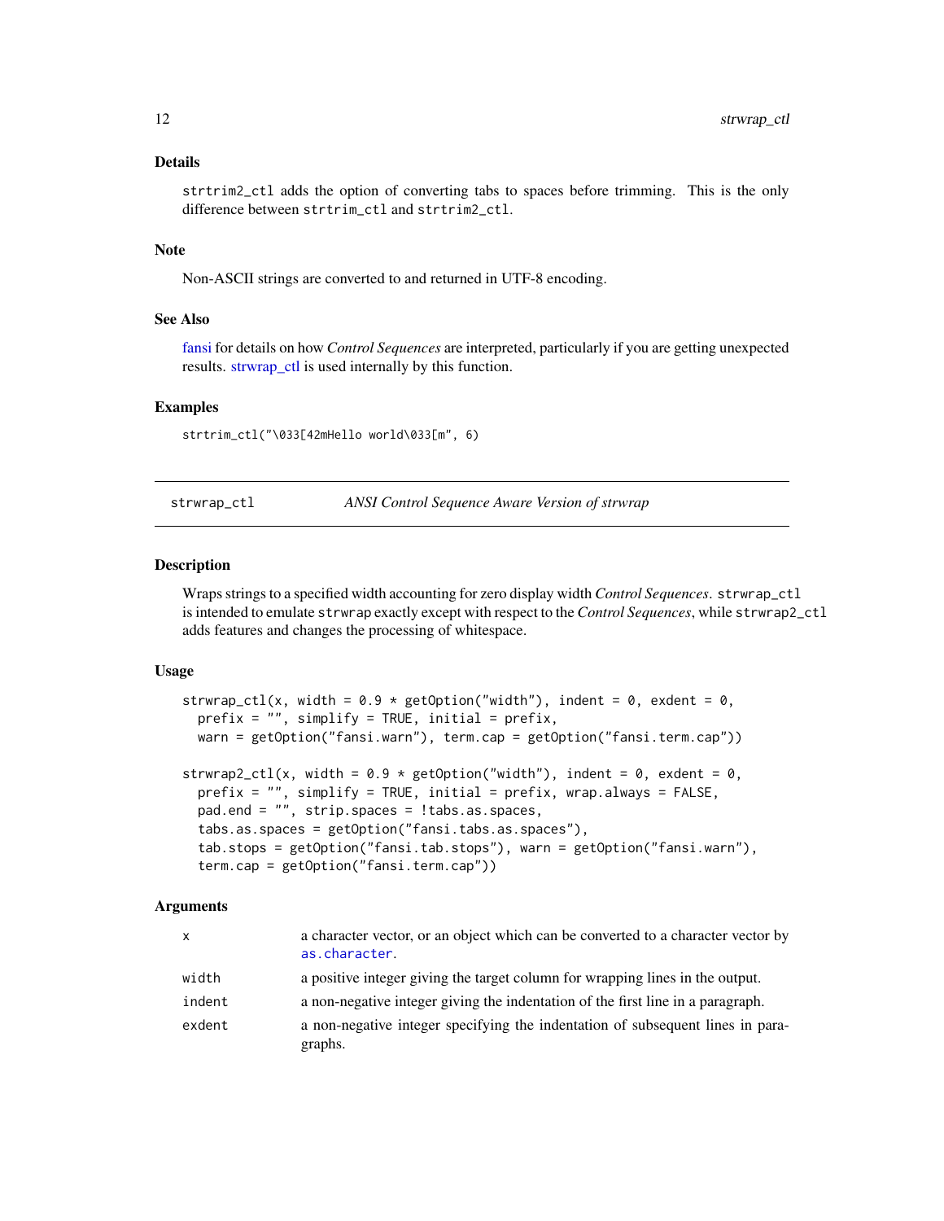### Details

`strtrim2_ctl` adds the option of converting tabs to spaces before trimming. This is the only difference between `strtrim_ctl` and `strtrim2_ctl`.

### Note

Non-ASCII strings are converted to and returned in UTF-8 encoding.

### See Also

fansi for details on how *Control Sequences* are interpreted, particularly if you are getting unexpected results. strwrap_ctl is used internally by this function.

### Examples

```
strtrim_ctl("\033[42mHello world\033[m", 6)
```

---

## strwrap_ctl — *ANSI Control Sequence Aware Version of strwrap*

### Description

Wraps strings to a specified width accounting for zero display width *Control Sequences*. `strwrap_ctl` is intended to emulate `strwrap` exactly except with respect to the *Control Sequences*, while `strwrap2_ctl` adds features and changes the processing of whitespace.

### Usage

```
strwrap_ctl(x, width = 0.9 * getOption("width"), indent = 0, exdent = 0,
  prefix = "", simplify = TRUE, initial = prefix,
  warn = getOption("fansi.warn"), term.cap = getOption("fansi.term.cap"))

strwrap2_ctl(x, width = 0.9 * getOption("width"), indent = 0, exdent = 0,
  prefix = "", simplify = TRUE, initial = prefix, wrap.always = FALSE,
  pad.end = "", strip.spaces = !tabs.as.spaces,
  tabs.as.spaces = getOption("fansi.tabs.as.spaces"),
  tab.stops = getOption("fansi.tab.stops"), warn = getOption("fansi.warn"),
  term.cap = getOption("fansi.term.cap"))
```

### Arguments

| | |
|---|---|
| `x` | a character vector, or an object which can be converted to a character vector by `as.character`. |
| `width` | a positive integer giving the target column for wrapping lines in the output. |
| `indent` | a non-negative integer giving the indentation of the first line in a paragraph. |
| `exdent` | a non-negative integer specifying the indentation of subsequent lines in paragraphs. |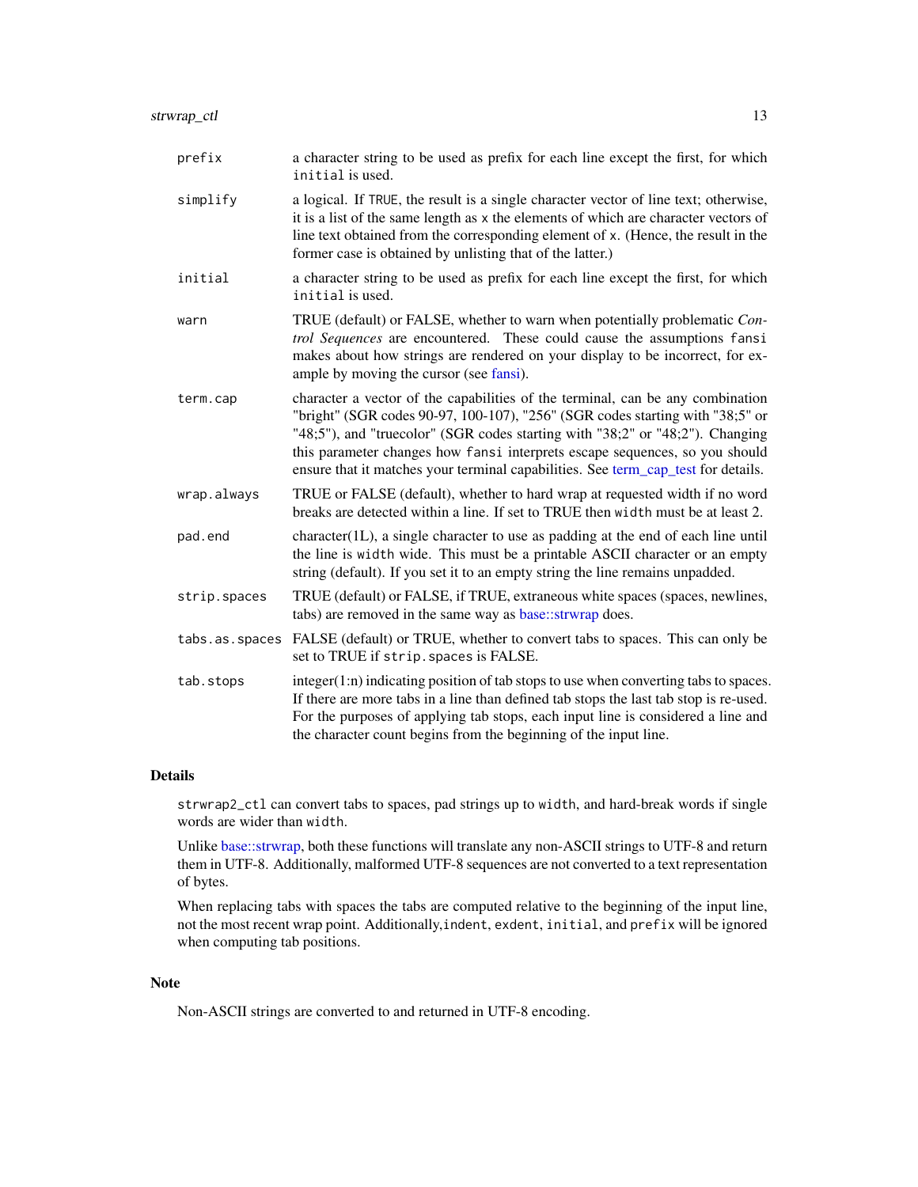| | |
|---|---|
| `prefix` | a character string to be used as prefix for each line except the first, for which `initial` is used. |
| `simplify` | a logical. If `TRUE`, the result is a single character vector of line text; otherwise, it is a list of the same length as `x` the elements of which are character vectors of line text obtained from the corresponding element of `x`. (Hence, the result in the former case is obtained by unlisting that of the latter.) |
| `initial` | a character string to be used as prefix for each line except the first, for which `initial` is used. |
| `warn` | TRUE (default) or FALSE, whether to warn when potentially problematic *Control Sequences* are encountered. These could cause the assumptions `fansi` makes about how strings are rendered on your display to be incorrect, for example by moving the cursor (see fansi). |
| `term.cap` | character a vector of the capabilities of the terminal, can be any combination "bright" (SGR codes 90-97, 100-107), "256" (SGR codes starting with "38;5" or "48;5"), and "truecolor" (SGR codes starting with "38;2" or "48;2"). Changing this parameter changes how `fansi` interprets escape sequences, so you should ensure that it matches your terminal capabilities. See term_cap_test for details. |
| `wrap.always` | TRUE or FALSE (default), whether to hard wrap at requested width if no word breaks are detected within a line. If set to TRUE then `width` must be at least 2. |
| `pad.end` | character(1L), a single character to use as padding at the end of each line until the line is `width` wide. This must be a printable ASCII character or an empty string (default). If you set it to an empty string the line remains unpadded. |
| `strip.spaces` | TRUE (default) or FALSE, if TRUE, extraneous white spaces (spaces, newlines, tabs) are removed in the same way as base::strwrap does. |
| `tabs.as.spaces` | FALSE (default) or TRUE, whether to convert tabs to spaces. This can only be set to TRUE if `strip.spaces` is FALSE. |
| `tab.stops` | integer(1:n) indicating position of tab stops to use when converting tabs to spaces. If there are more tabs in a line than defined tab stops the last tab stop is re-used. For the purposes of applying tab stops, each input line is considered a line and the character count begins from the beginning of the input line. |

## Details

`strwrap2_ctl` can convert tabs to spaces, pad strings up to `width`, and hard-break words if single words are wider than `width`.

Unlike base::strwrap, both these functions will translate any non-ASCII strings to UTF-8 and return them in UTF-8. Additionally, malformed UTF-8 sequences are not converted to a text representation of bytes.

When replacing tabs with spaces the tabs are computed relative to the beginning of the input line, not the most recent wrap point. Additionally,`indent`, `exdent`, `initial`, and `prefix` will be ignored when computing tab positions.

## Note

Non-ASCII strings are converted to and returned in UTF-8 encoding.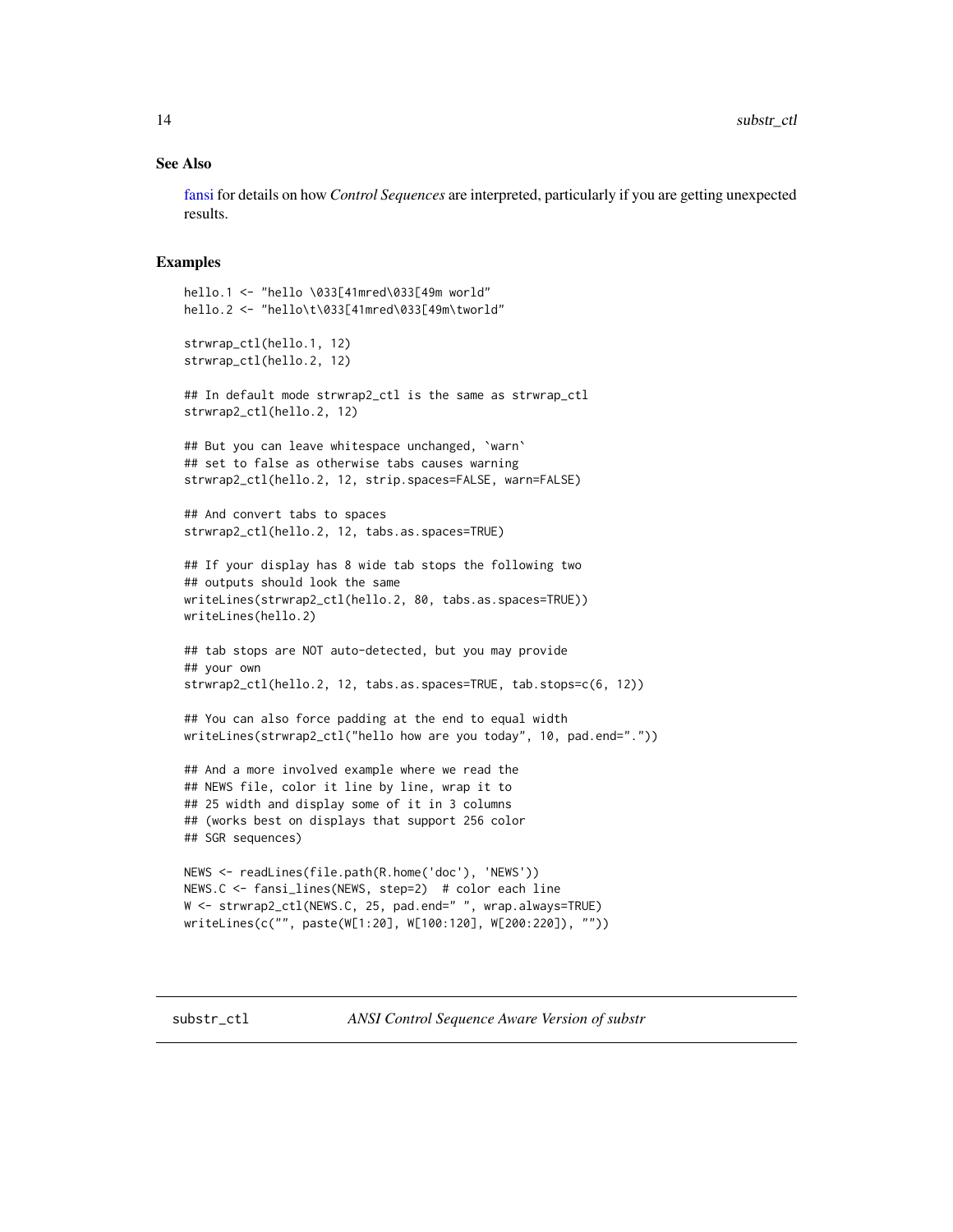## See Also

fansi for details on how *Control Sequences* are interpreted, particularly if you are getting unexpected results.

## Examples

```
hello.1 <- "hello \033[41mred\033[49m world"
hello.2 <- "hello\t\033[41mred\033[49m\tworld"

strwrap_ctl(hello.1, 12)
strwrap_ctl(hello.2, 12)

## In default mode strwrap2_ctl is the same as strwrap_ctl
strwrap2_ctl(hello.2, 12)

## But you can leave whitespace unchanged, `warn`
## set to false as otherwise tabs causes warning
strwrap2_ctl(hello.2, 12, strip.spaces=FALSE, warn=FALSE)

## And convert tabs to spaces
strwrap2_ctl(hello.2, 12, tabs.as.spaces=TRUE)

## If your display has 8 wide tab stops the following two
## outputs should look the same
writeLines(strwrap2_ctl(hello.2, 80, tabs.as.spaces=TRUE))
writeLines(hello.2)

## tab stops are NOT auto-detected, but you may provide
## your own
strwrap2_ctl(hello.2, 12, tabs.as.spaces=TRUE, tab.stops=c(6, 12))

## You can also force padding at the end to equal width
writeLines(strwrap2_ctl("hello how are you today", 10, pad.end="."))

## And a more involved example where we read the
## NEWS file, color it line by line, wrap it to
## 25 width and display some of it in 3 columns
## (works best on displays that support 256 color
## SGR sequences)

NEWS <- readLines(file.path(R.home('doc'), 'NEWS'))
NEWS.C <- fansi_lines(NEWS, step=2)  # color each line
W <- strwrap2_ctl(NEWS.C, 25, pad.end=" ", wrap.always=TRUE)
writeLines(c("", paste(W[1:20], W[100:120], W[200:220]), ""))
```

---

`substr_ctl` *ANSI Control Sequence Aware Version of substr*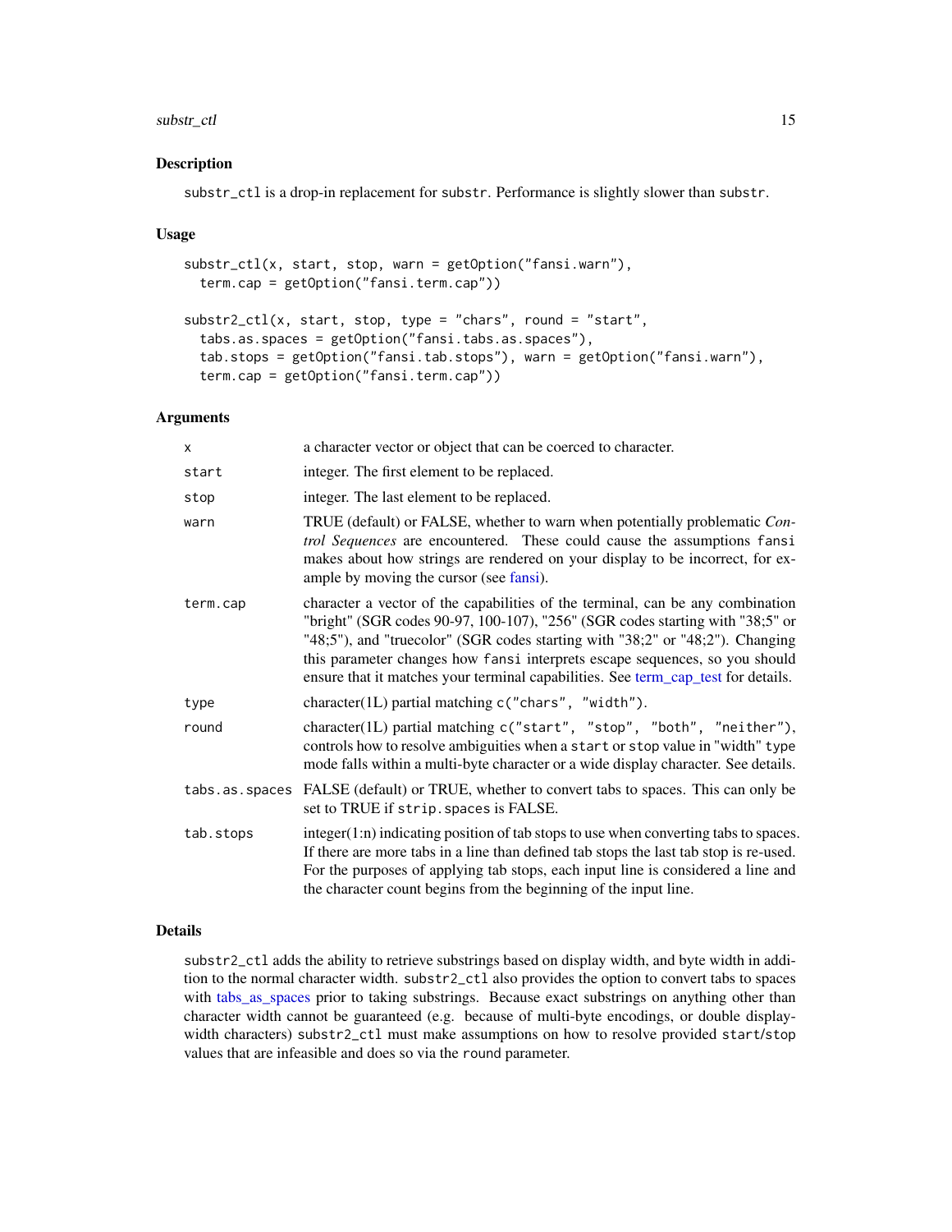## Description

`substr_ctl` is a drop-in replacement for `substr`. Performance is slightly slower than `substr`.

## Usage

```
substr_ctl(x, start, stop, warn = getOption("fansi.warn"),
  term.cap = getOption("fansi.term.cap"))

substr2_ctl(x, start, stop, type = "chars", round = "start",
  tabs.as.spaces = getOption("fansi.tabs.as.spaces"),
  tab.stops = getOption("fansi.tab.stops"), warn = getOption("fansi.warn"),
  term.cap = getOption("fansi.term.cap"))
```

## Arguments

| | |
|---|---|
| `x` | a character vector or object that can be coerced to character. |
| `start` | integer. The first element to be replaced. |
| `stop` | integer. The last element to be replaced. |
| `warn` | TRUE (default) or FALSE, whether to warn when potentially problematic *Control Sequences* are encountered. These could cause the assumptions `fansi` makes about how strings are rendered on your display to be incorrect, for example by moving the cursor (see fansi). |
| `term.cap` | character a vector of the capabilities of the terminal, can be any combination "bright" (SGR codes 90-97, 100-107), "256" (SGR codes starting with "38;5" or "48;5"), and "truecolor" (SGR codes starting with "38;2" or "48;2"). Changing this parameter changes how `fansi` interprets escape sequences, so you should ensure that it matches your terminal capabilities. See term_cap_test for details. |
| `type` | character(1L) partial matching `c("chars", "width")`. |
| `round` | character(1L) partial matching `c("start", "stop", "both", "neither")`, controls how to resolve ambiguities when a `start` or `stop` value in "width" `type` mode falls within a multi-byte character or a wide display character. See details. |
| `tabs.as.spaces` | FALSE (default) or TRUE, whether to convert tabs to spaces. This can only be set to TRUE if `strip.spaces` is FALSE. |
| `tab.stops` | integer(1:n) indicating position of tab stops to use when converting tabs to spaces. If there are more tabs in a line than defined tab stops the last tab stop is re-used. For the purposes of applying tab stops, each input line is considered a line and the character count begins from the beginning of the input line. |

## Details

`substr2_ctl` adds the ability to retrieve substrings based on display width, and byte width in addition to the normal character width. `substr2_ctl` also provides the option to convert tabs to spaces with tabs_as_spaces prior to taking substrings. Because exact substrings on anything other than character width cannot be guaranteed (e.g. because of multi-byte encodings, or double display-width characters) `substr2_ctl` must make assumptions on how to resolve provided `start`/`stop` values that are infeasible and does so via the `round` parameter.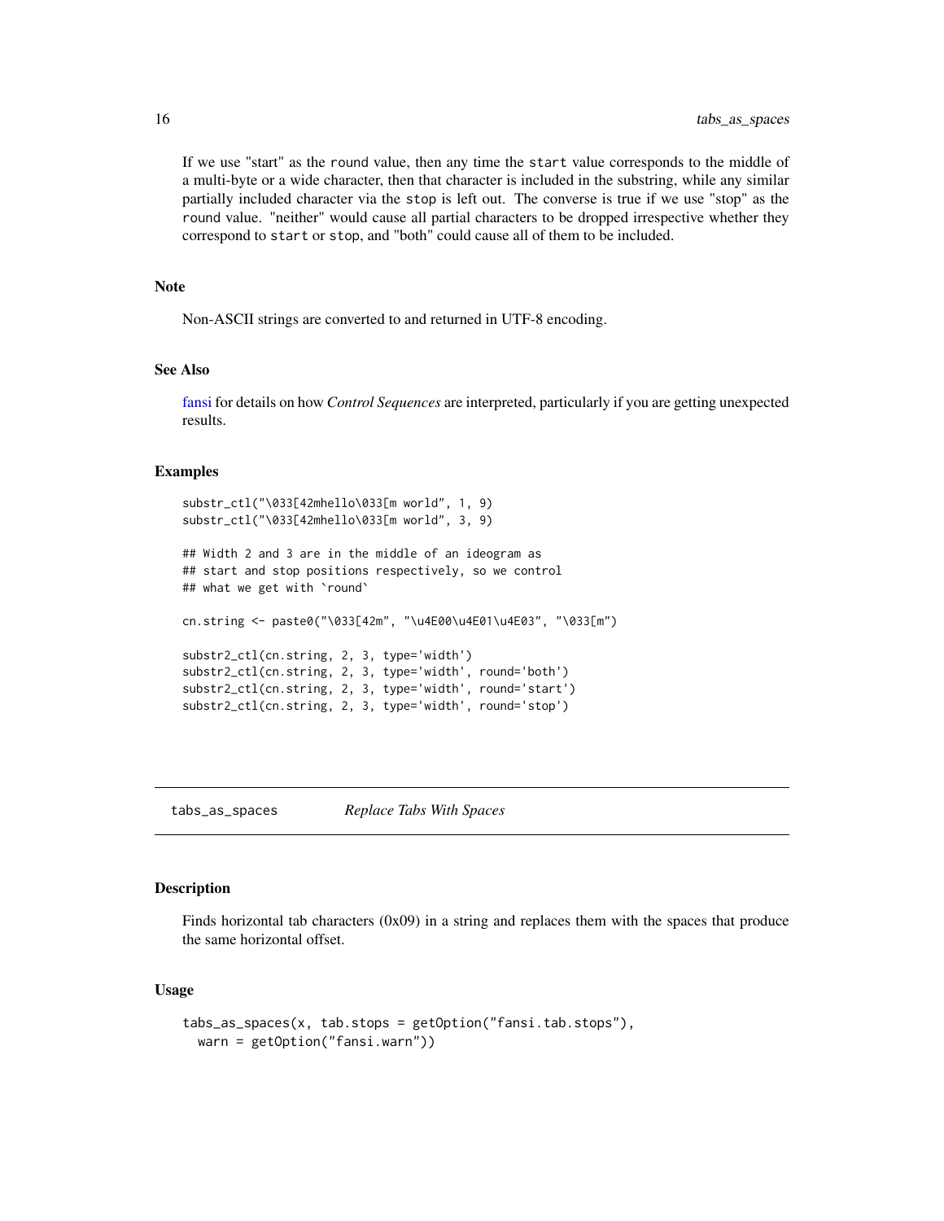If we use "start" as the `round` value, then any time the `start` value corresponds to the middle of a multi-byte or a wide character, then that character is included in the substring, while any similar partially included character via the `stop` is left out. The converse is true if we use "stop" as the `round` value. "neither" would cause all partial characters to be dropped irrespective whether they correspond to `start` or `stop`, and "both" could cause all of them to be included.

## Note

Non-ASCII strings are converted to and returned in UTF-8 encoding.

## See Also

fansi for details on how *Control Sequences* are interpreted, particularly if you are getting unexpected results.

## Examples

```
substr_ctl("\033[42mhello\033[m world", 1, 9)
substr_ctl("\033[42mhello\033[m world", 3, 9)

## Width 2 and 3 are in the middle of an ideogram as
## start and stop positions respectively, so we control
## what we get with `round`

cn.string <- paste0("\033[42m", "\u4E00\u4E01\u4E03", "\033[m")

substr2_ctl(cn.string, 2, 3, type='width')
substr2_ctl(cn.string, 2, 3, type='width', round='both')
substr2_ctl(cn.string, 2, 3, type='width', round='start')
substr2_ctl(cn.string, 2, 3, type='width', round='stop')
```

---

# tabs_as_spaces — *Replace Tabs With Spaces*

## Description

Finds horizontal tab characters (0x09) in a string and replaces them with the spaces that produce the same horizontal offset.

## Usage

```
tabs_as_spaces(x, tab.stops = getOption("fansi.tab.stops"),
  warn = getOption("fansi.warn"))
```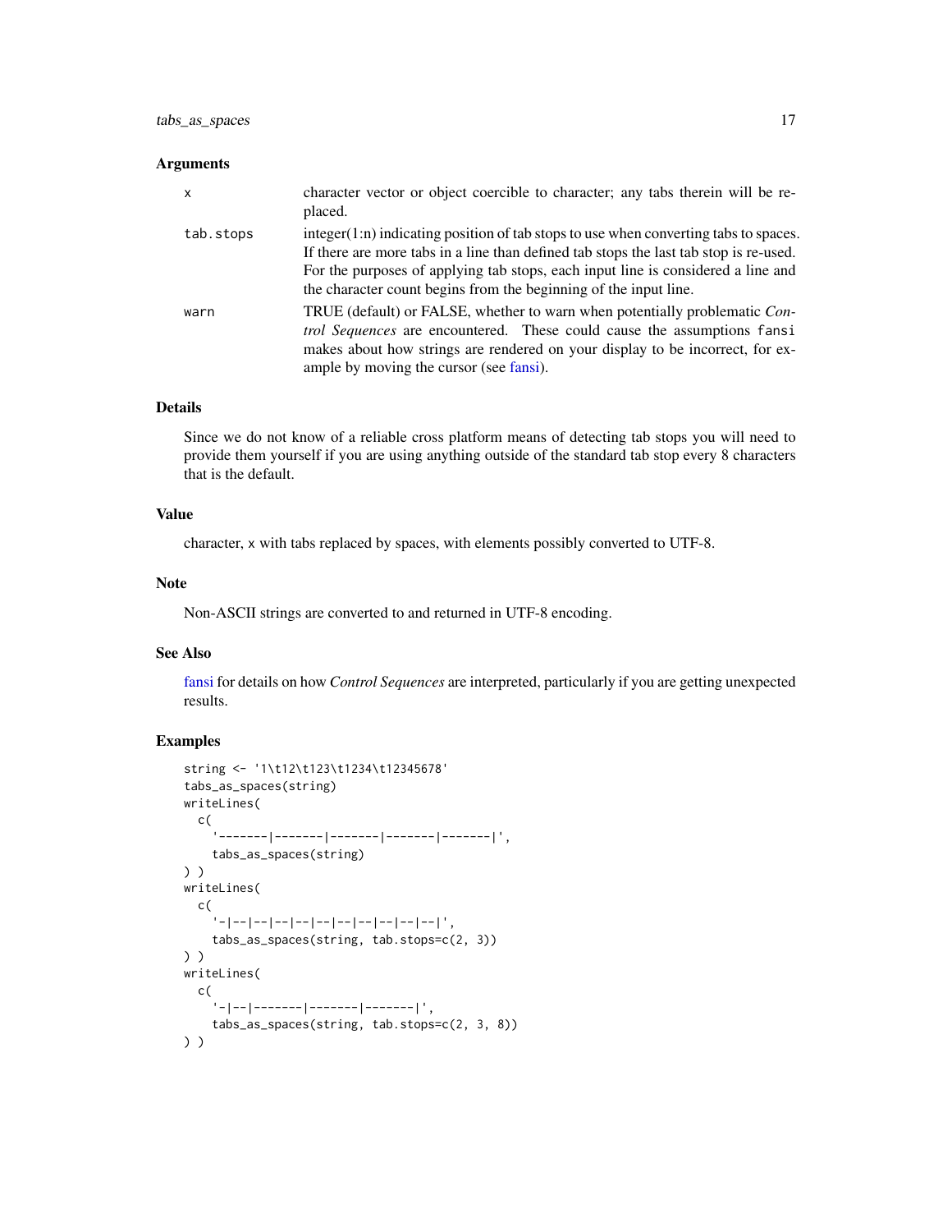### Arguments

| | |
|---|---|
| `x` | character vector or object coercible to character; any tabs therein will be replaced. |
| `tab.stops` | integer(1:n) indicating position of tab stops to use when converting tabs to spaces. If there are more tabs in a line than defined tab stops the last tab stop is re-used. For the purposes of applying tab stops, each input line is considered a line and the character count begins from the beginning of the input line. |
| `warn` | TRUE (default) or FALSE, whether to warn when potentially problematic *Control Sequences* are encountered. These could cause the assumptions `fansi` makes about how strings are rendered on your display to be incorrect, for example by moving the cursor (see fansi). |

### Details

Since we do not know of a reliable cross platform means of detecting tab stops you will need to provide them yourself if you are using anything outside of the standard tab stop every 8 characters that is the default.

### Value

character, `x` with tabs replaced by spaces, with elements possibly converted to UTF-8.

### Note

Non-ASCII strings are converted to and returned in UTF-8 encoding.

### See Also

fansi for details on how *Control Sequences* are interpreted, particularly if you are getting unexpected results.

### Examples

```
string <- '1\t12\t123\t1234\t12345678'
tabs_as_spaces(string)
writeLines(
  c(
    '-------|-------|-------|-------|-------|',
    tabs_as_spaces(string)
) )
writeLines(
  c(
    '-|--|--|--|--|--|--|--|--|--|--|',
    tabs_as_spaces(string, tab.stops=c(2, 3))
) )
writeLines(
  c(
    '-|--|-------|-------|-------|',
    tabs_as_spaces(string, tab.stops=c(2, 3, 8))
) )
```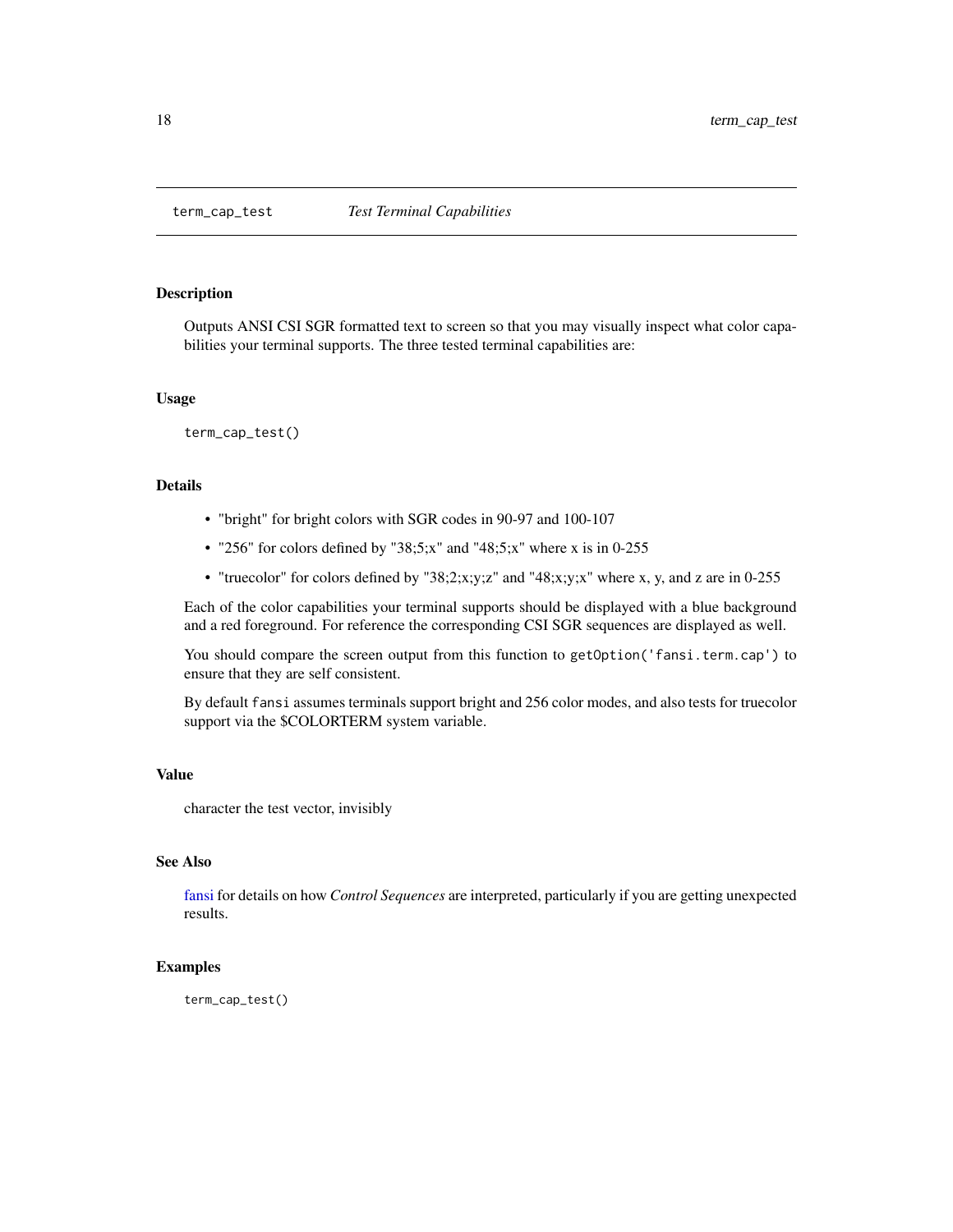## term_cap_test *Test Terminal Capabilities*

### Description

Outputs ANSI CSI SGR formatted text to screen so that you may visually inspect what color capabilities your terminal supports. The three tested terminal capabilities are:

### Usage

```
term_cap_test()
```

### Details

- "bright" for bright colors with SGR codes in 90-97 and 100-107
- "256" for colors defined by "38;5;x" and "48;5;x" where x is in 0-255
- "truecolor" for colors defined by "38;2;x;y;z" and "48;x;y;x" where x, y, and z are in 0-255

Each of the color capabilities your terminal supports should be displayed with a blue background and a red foreground. For reference the corresponding CSI SGR sequences are displayed as well.

You should compare the screen output from this function to `getOption('fansi.term.cap')` to ensure that they are self consistent.

By default `fansi` assumes terminals support bright and 256 color modes, and also tests for truecolor support via the $COLORTERM system variable.

### Value

character the test vector, invisibly

### See Also

fansi for details on how *Control Sequences* are interpreted, particularly if you are getting unexpected results.

### Examples

```
term_cap_test()
```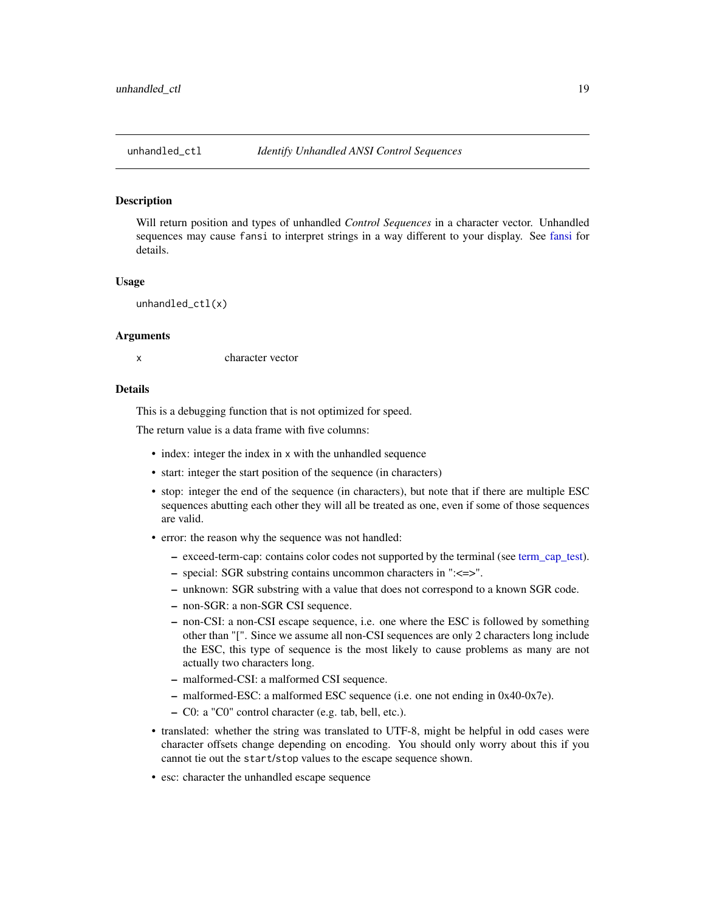## unhandled_ctl &nbsp;&nbsp;&nbsp;&nbsp; *Identify Unhandled ANSI Control Sequences*

### Description

Will return position and types of unhandled *Control Sequences* in a character vector. Unhandled sequences may cause `fansi` to interpret strings in a way different to your display. See fansi for details.

### Usage

```
unhandled_ctl(x)
```

### Arguments

| | |
|---|---|
| x | character vector |

### Details

This is a debugging function that is not optimized for speed.

The return value is a data frame with five columns:

- index: integer the index in `x` with the unhandled sequence
- start: integer the start position of the sequence (in characters)
- stop: integer the end of the sequence (in characters), but note that if there are multiple ESC sequences abutting each other they will all be treated as one, even if some of those sequences are valid.
- error: the reason why the sequence was not handled:
  - exceed-term-cap: contains color codes not supported by the terminal (see term_cap_test).
  - special: SGR substring contains uncommon characters in ":<=>".
  - unknown: SGR substring with a value that does not correspond to a known SGR code.
  - non-SGR: a non-SGR CSI sequence.
  - non-CSI: a non-CSI escape sequence, i.e. one where the ESC is followed by something other than "[". Since we assume all non-CSI sequences are only 2 characters long include the ESC, this type of sequence is the most likely to cause problems as many are not actually two characters long.
  - malformed-CSI: a malformed CSI sequence.
  - malformed-ESC: a malformed ESC sequence (i.e. one not ending in 0x40-0x7e).
  - C0: a "C0" control character (e.g. tab, bell, etc.).
- translated: whether the string was translated to UTF-8, might be helpful in odd cases were character offsets change depending on encoding. You should only worry about this if you cannot tie out the `start`/`stop` values to the escape sequence shown.
- esc: character the unhandled escape sequence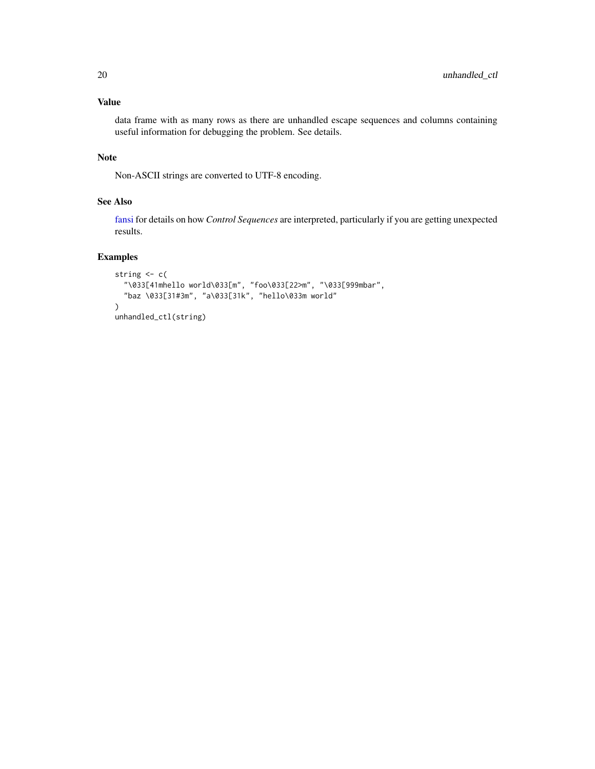## Value

data frame with as many rows as there are unhandled escape sequences and columns containing useful information for debugging the problem. See details.

## Note

Non-ASCII strings are converted to UTF-8 encoding.

## See Also

fansi for details on how *Control Sequences* are interpreted, particularly if you are getting unexpected results.

## Examples

```
string <- c(
  "\033[41mhello world\033[m", "foo\033[22>m", "\033[999mbar",
  "baz \033[31#3m", "a\033[31k", "hello\033m world"
)
unhandled_ctl(string)
```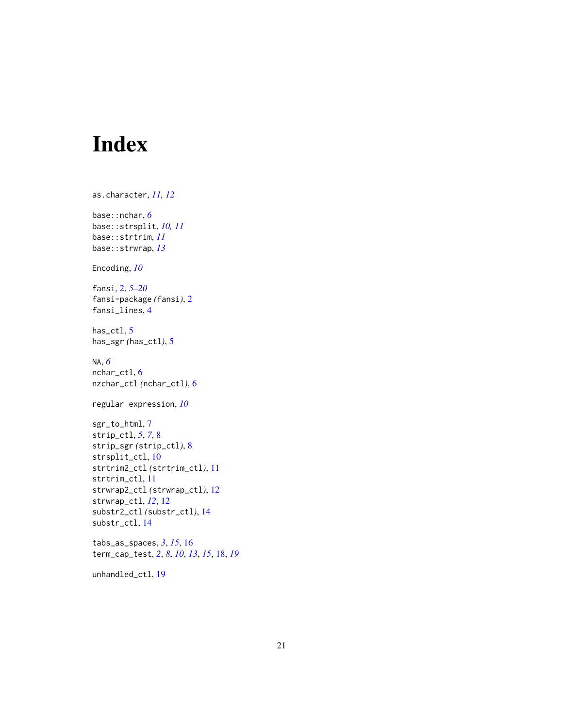# Index

as.character, *11, 12*

base::nchar, *6*
base::strsplit, *10, 11*
base::strtrim, *11*
base::strwrap, *13*

Encoding, *10*

fansi, 2, *5–20*
fansi-package *(*fansi*)*, 2
fansi_lines, 4

has_ctl, 5
has_sgr *(*has_ctl*)*, 5

NA, *6*
nchar_ctl, 6
nzchar_ctl *(*nchar_ctl*)*, 6

regular expression, *10*

sgr_to_html, 7
strip_ctl, *5*, *7*, 8
strip_sgr *(*strip_ctl*)*, 8
strsplit_ctl, 10
strtrim2_ctl *(*strtrim_ctl*)*, 11
strtrim_ctl, 11
strwrap2_ctl *(*strwrap_ctl*)*, 12
strwrap_ctl, *12*, 12
substr2_ctl *(*substr_ctl*)*, 14
substr_ctl, 14

tabs_as_spaces, *3*, *15*, 16
term_cap_test, *2*, *8*, *10*, *13*, *15*, 18, *19*

unhandled_ctl, 19